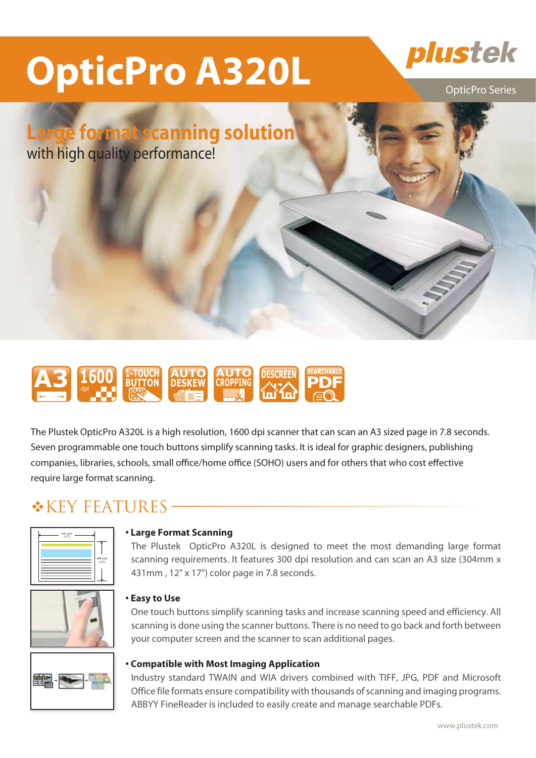# OpticPro A320L

plustek

OpticPro Series

## Large format scanning solution
with high quality performance!

A3 | 1600 dpi | 1-TOUCH BUTTON | AUTO DESKEW | AUTO CROPPING | DESCREEN | SEARCHABLE PDF

The Plustek OpticPro A320L is a high resolution, 1600 dpi scanner that can scan an A3 sized page in 7.8 seconds. Seven programmable one touch buttons simplify scanning tasks. It is ideal for graphic designers, publishing companies, libraries, schools, small office/home office (SOHO) users and for others that who cost effective require large format scanning.

## ❖KEY FEATURES

**• Large Format Scanning**

The Plustek OpticPro A320L is designed to meet the most demanding large format scanning requirements. It features 300 dpi resolution and can scan an A3 size (304mm x 431mm , 12" x 17") color page in 7.8 seconds.

**• Easy to Use**

One touch buttons simplify scanning tasks and increase scanning speed and efficiency. All scanning is done using the scanner buttons. There is no need to go back and forth between your computer screen and the scanner to scan additional pages.

**• Compatible with Most Imaging Application**

Industry standard TWAIN and WIA drivers combined with TIFF, JPG, PDF and Microsoft Office file formats ensure compatibility with thousands of scanning and imaging programs. ABBYY FineReader is included to easily create and manage searchable PDFs.

www.plustek.com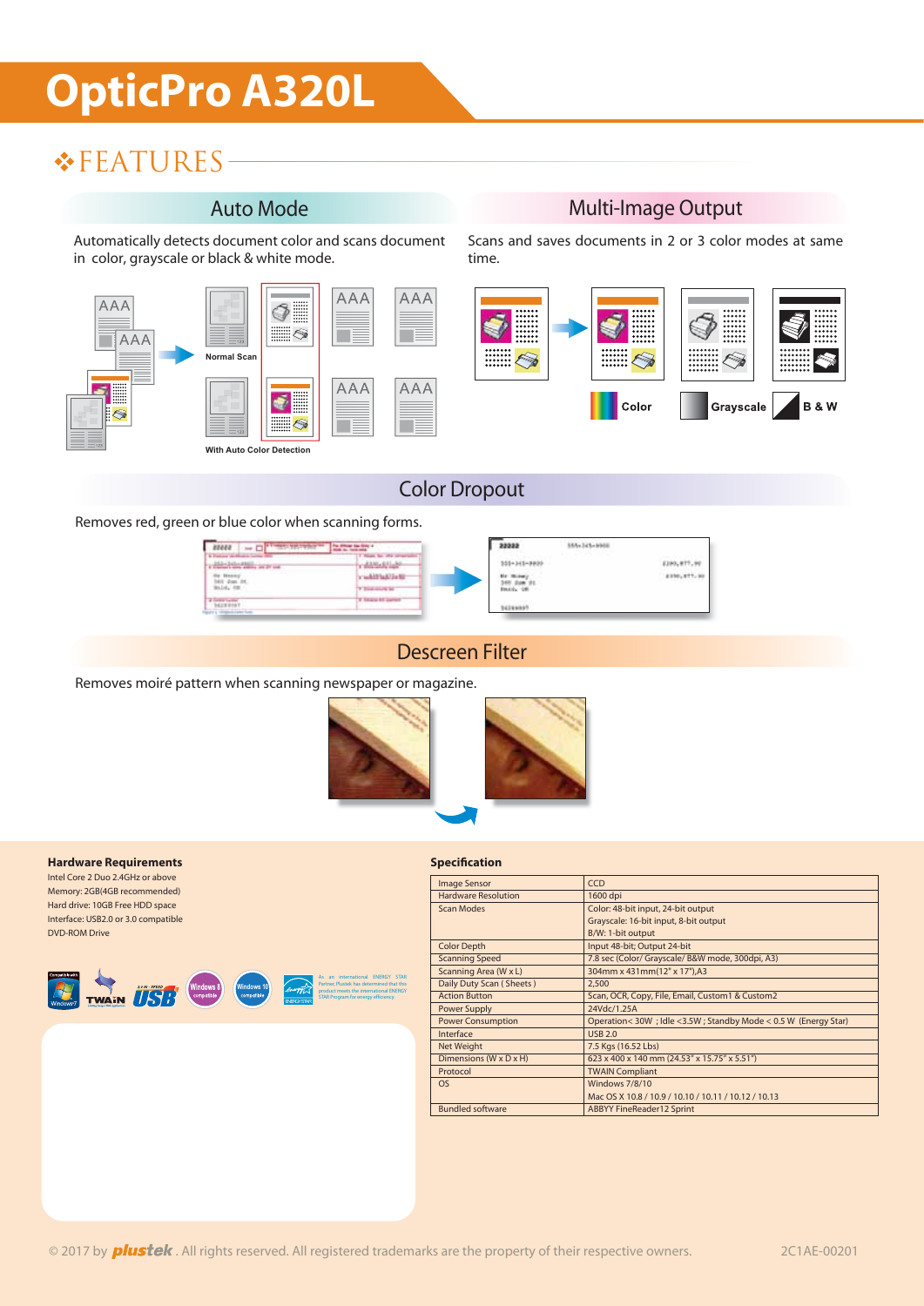# OpticPro A320L

## ❖FEATURES

### Auto Mode

Automatically detects document color and scans document in color, grayscale or black & white mode.

Normal Scan

With Auto Color Detection

### Multi-Image Output

Scans and saves documents in 2 or 3 color modes at same time.

Color

Grayscale

B & W

### Color Dropout

Removes red, green or blue color when scanning forms.

### Descreen Filter

Removes moiré pattern when scanning newspaper or magazine.

### Hardware Requirements

Intel Core 2 Duo 2.4GHz or above
Memory: 2GB(4GB recommended)
Hard drive: 10GB Free HDD space
Interface: USB2.0 or 3.0 compatible
DVD-ROM Drive

As an international ENERGY STAR Partner, Plustek has determined that this product meets the international ENERGY STAR Program for energy efficiency.

### Specification

| | |
|---|---|
| Image Sensor | CCD |
| Hardware Resolution | 1600 dpi |
| Scan Modes | Color: 48-bit input, 24-bit output<br>Grayscale: 16-bit input, 8-bit output<br>B/W: 1-bit output |
| Color Depth | Input 48-bit; Output 24-bit |
| Scanning Speed | 7.8 sec (Color/ Grayscale/ B&W mode, 300dpi, A3) |
| Scanning Area (W x L) | 304mm x 431mm(12" x 17"),A3 |
| Daily Duty Scan ( Sheets ) | 2,500 |
| Action Button | Scan, OCR, Copy, File, Email, Custom1 & Custom2 |
| Power Supply | 24Vdc/1.25A |
| Power Consumption | Operation< 30W ; Idle <3.5W ; Standby Mode < 0.5 W (Energy Star) |
| Interface | USB 2.0 |
| Net Weight | 7.5 Kgs (16.52 Lbs) |
| Dimensions (W x D x H) | 623 x 400 x 140 mm (24.53" x 15.75" x 5.51") |
| Protocol | TWAIN Compliant |
| OS | Windows 7/8/10<br>Mac OS X 10.8 / 10.9 / 10.10 / 10.11 / 10.12 / 10.13 |
| Bundled software | ABBYY FineReader12 Sprint |

© 2017 by plustek. All rights reserved. All registered trademarks are the property of their respective owners. 2C1AE-00201